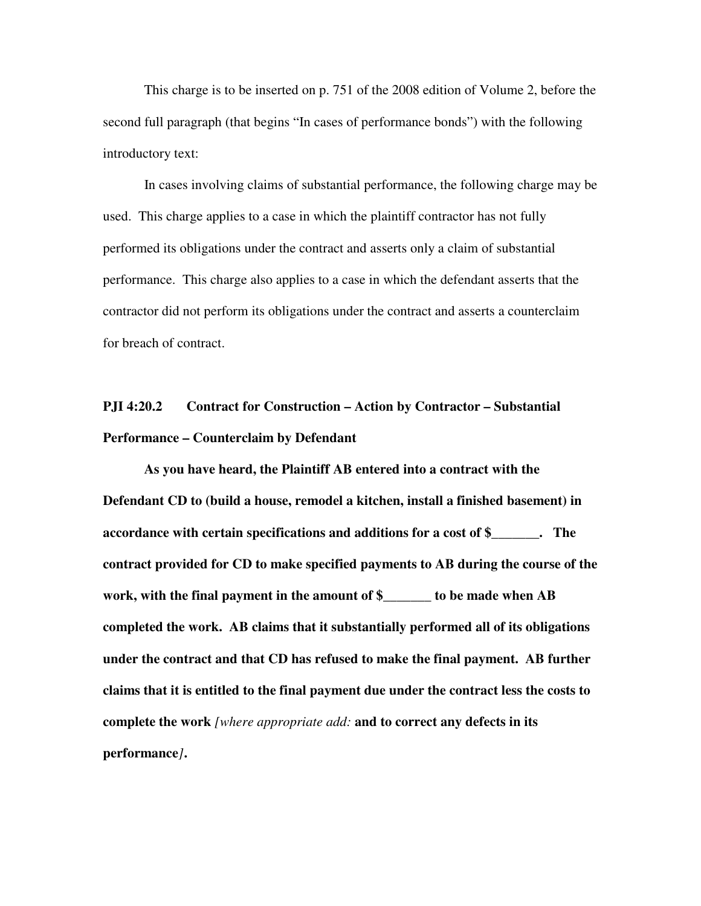This charge is to be inserted on p. 751 of the 2008 edition of Volume 2, before the second full paragraph (that begins "In cases of performance bonds") with the following introductory text:

In cases involving claims of substantial performance, the following charge may be used. This charge applies to a case in which the plaintiff contractor has not fully performed its obligations under the contract and asserts only a claim of substantial performance. This charge also applies to a case in which the defendant asserts that the contractor did not perform its obligations under the contract and asserts a counterclaim for breach of contract.

**PJI 4:20.2 Contract for Construction – Action by Contractor – Substantial Performance – Counterclaim by Defendant**

**As you have heard, the Plaintiff AB entered into a contract with the Defendant CD to (build a house, remodel a kitchen, install a finished basement) in accordance with certain specifications and additions for a cost of $_______. The contract provided for CD to make specified payments to AB during the course of the work, with the final payment in the amount of $_______ to be made when AB completed the work. AB claims that it substantially performed all of its obligations under the contract and that CD has refused to make the final payment. AB further claims that it is entitled to the final payment due under the contract less the costs to complete the work** *[where appropriate add:* **and to correct any defects in its performance***]***.**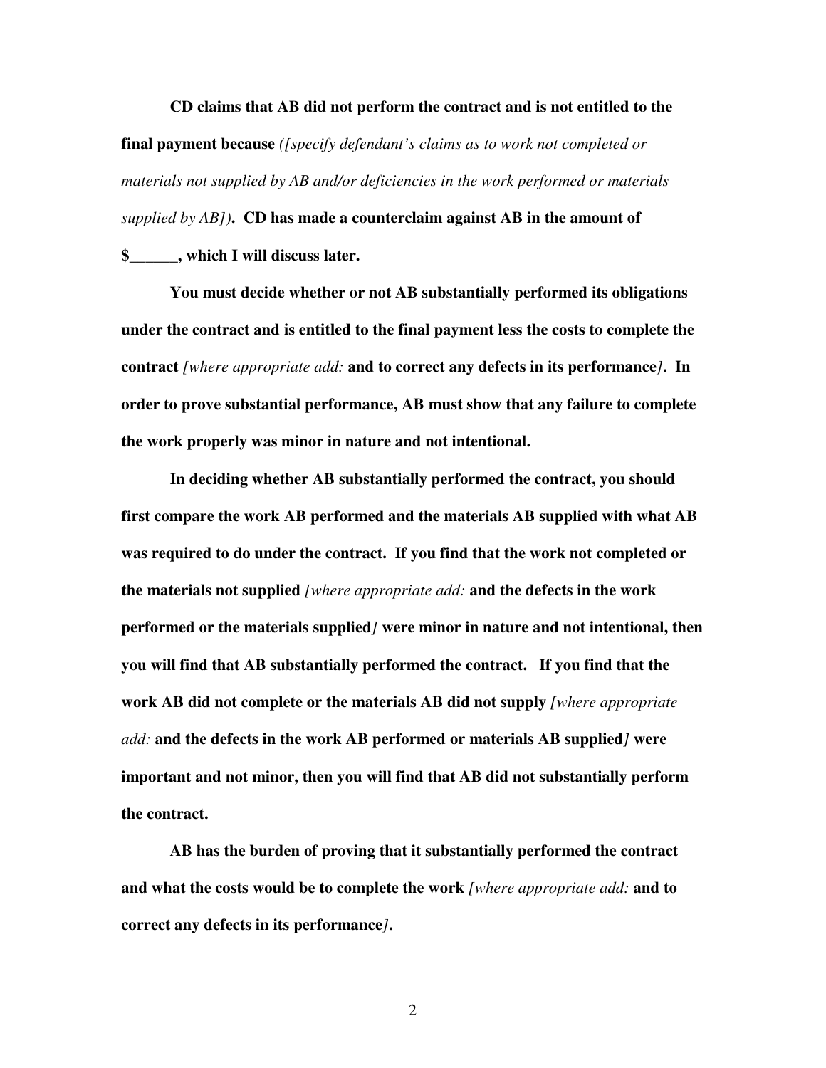**CD claims that AB did not perform the contract and is not entitled to the final payment because** *([specify defendant's claims as to work not completed or materials not supplied by AB and/or deficiencies in the work performed or materials supplied by AB])*. **CD has made a counterclaim against AB in the amount of $______, which I will discuss later.**

**You must decide whether or not AB substantially performed its obligations under the contract and is entitled to the final payment less the costs to complete the contract** *[where appropriate add:* **and to correct any defects in its performance***]*. **In order to prove substantial performance, AB must show that any failure to complete the work properly was minor in nature and not intentional.**

**In deciding whether AB substantially performed the contract, you should first compare the work AB performed and the materials AB supplied with what AB was required to do under the contract. If you find that the work not completed or the materials not supplied** *[where appropriate add:* **and the defects in the work performed or the materials supplied***]* **were minor in nature and not intentional, then you will find that AB substantially performed the contract. If you find that the work AB did not complete or the materials AB did not supply** *[where appropriate add:* **and the defects in the work AB performed or materials AB supplied***]* **were important and not minor, then you will find that AB did not substantially perform the contract.**

**AB has the burden of proving that it substantially performed the contract and what the costs would be to complete the work** *[where appropriate add:* **and to correct any defects in its performance***]*.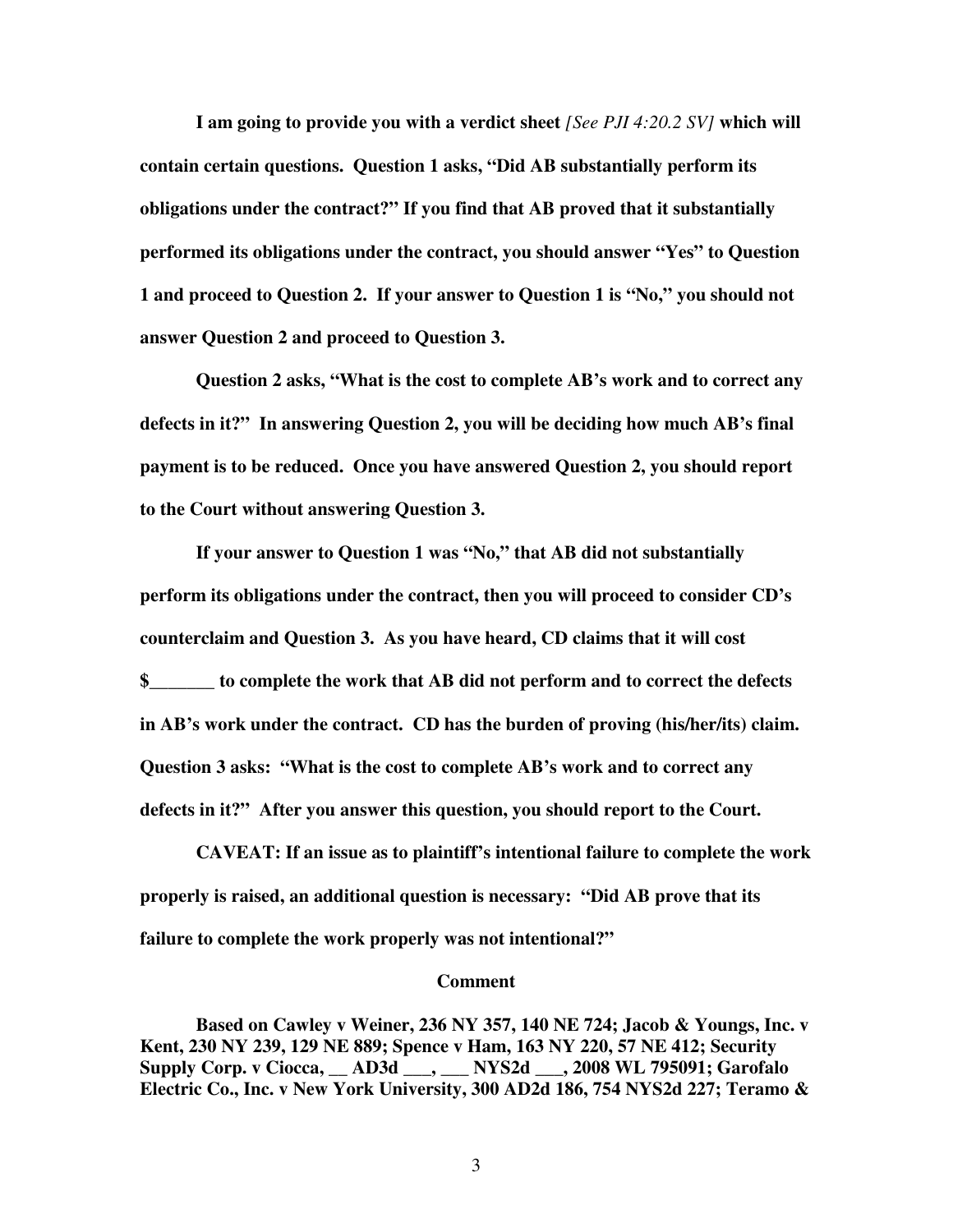**I am going to provide you with a verdict sheet** *[See PJI 4:20.2 SV]* **which will contain certain questions. Question 1 asks, "Did AB substantially perform its obligations under the contract?" If you find that AB proved that it substantially performed its obligations under the contract, you should answer "Yes" to Question 1 and proceed to Question 2. If your answer to Question 1 is "No," you should not answer Question 2 and proceed to Question 3.**

**Question 2 asks, "What is the cost to complete AB's work and to correct any defects in it?" In answering Question 2, you will be deciding how much AB's final payment is to be reduced. Once you have answered Question 2, you should report to the Court without answering Question 3.**

**If your answer to Question 1 was "No," that AB did not substantially perform its obligations under the contract, then you will proceed to consider CD's counterclaim and Question 3. As you have heard, CD claims that it will cost $_______ to complete the work that AB did not perform and to correct the defects in AB's work under the contract. CD has the burden of proving (his/her/its) claim. Question 3 asks: "What is the cost to complete AB's work and to correct any defects in it?" After you answer this question, you should report to the Court.**

**CAVEAT: If an issue as to plaintiff's intentional failure to complete the work properly is raised, an additional question is necessary: "Did AB prove that its failure to complete the work properly was not intentional?"**

**Comment**

**Based on Cawley v Weiner, 236 NY 357, 140 NE 724; Jacob & Youngs, Inc. v Kent, 230 NY 239, 129 NE 889; Spence v Ham, 163 NY 220, 57 NE 412; Security Supply Corp. v Ciocca, __ AD3d ___, ___ NYS2d ___, 2008 WL 795091; Garofalo Electric Co., Inc. v New York University, 300 AD2d 186, 754 NYS2d 227; Teramo &**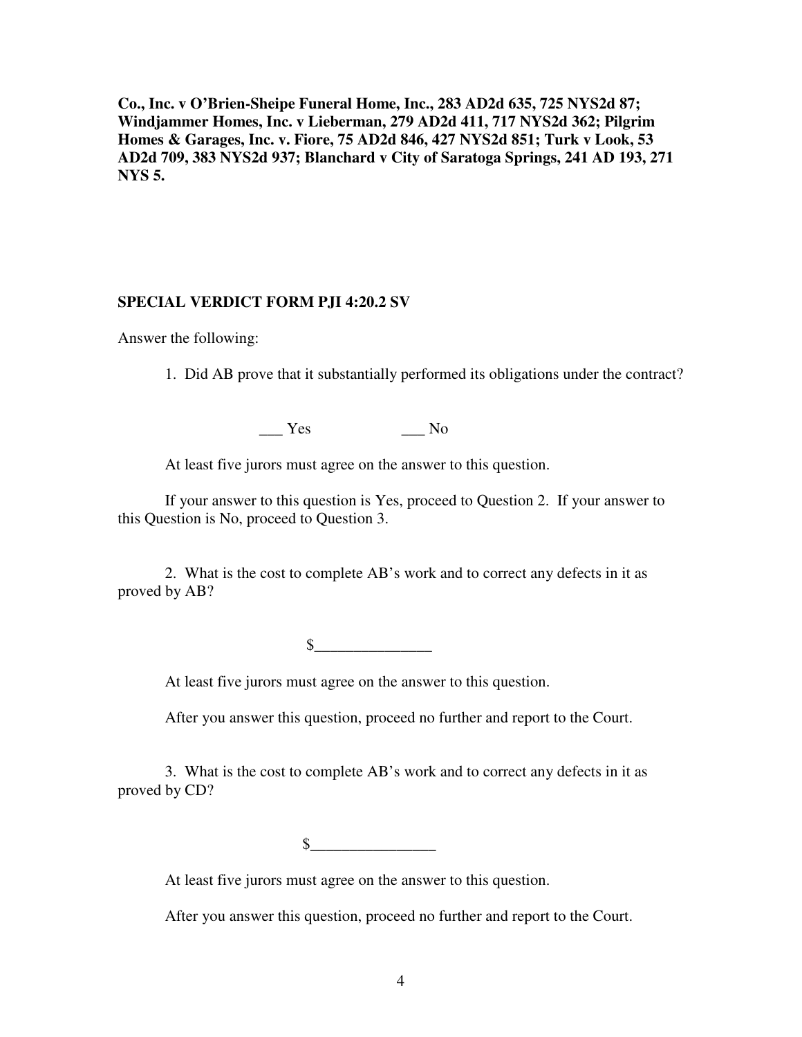**Co., Inc. v O'Brien-Sheipe Funeral Home, Inc., 283 AD2d 635, 725 NYS2d 87; Windjammer Homes, Inc. v Lieberman, 279 AD2d 411, 717 NYS2d 362; Pilgrim Homes & Garages, Inc. v. Fiore, 75 AD2d 846, 427 NYS2d 851; Turk v Look, 53 AD2d 709, 383 NYS2d 937; Blanchard v City of Saratoga Springs, 241 AD 193, 271 NYS 5.**

**SPECIAL VERDICT FORM PJI 4:20.2 SV**

Answer the following:

1. Did AB prove that it substantially performed its obligations under the contract?

___ Yes ___ No

At least five jurors must agree on the answer to this question.

If your answer to this question is Yes, proceed to Question 2. If your answer to this Question is No, proceed to Question 3.

2. What is the cost to complete AB's work and to correct any defects in it as proved by AB?

$_______________

At least five jurors must agree on the answer to this question.

After you answer this question, proceed no further and report to the Court.

3. What is the cost to complete AB's work and to correct any defects in it as proved by CD?

$________________

At least five jurors must agree on the answer to this question.

After you answer this question, proceed no further and report to the Court.